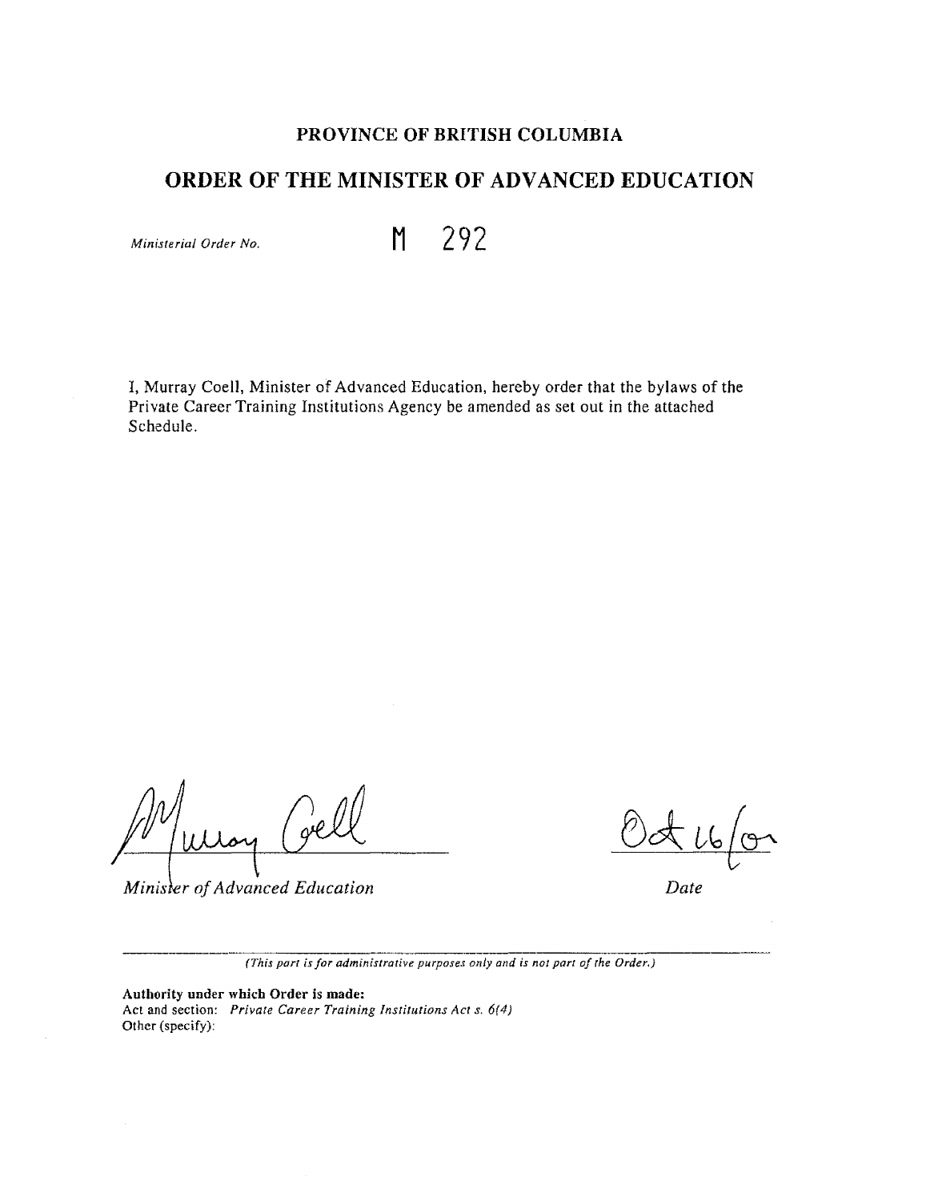# PROVINCE OF BRITISH COLUMBIA

## ORDER OF THE MINISTER OF ADVANCED EDUCATION

*Ministerial Order No.* M 292

I, Murray Coell, Minister of Advanced Education, hereby order that the bylaws of the Private Career Training Institutions Agency be amended as set out in the attached Schedule.

*Minister of Advanced Education*

Oct 16/07

*Date*

---

*(This part is for administrative purposes only and is not part of the Order.)*

**Authority under which Order is made:**

Act and section: *Private Career Training Institutions Act s. 6(4)*

Other (specify):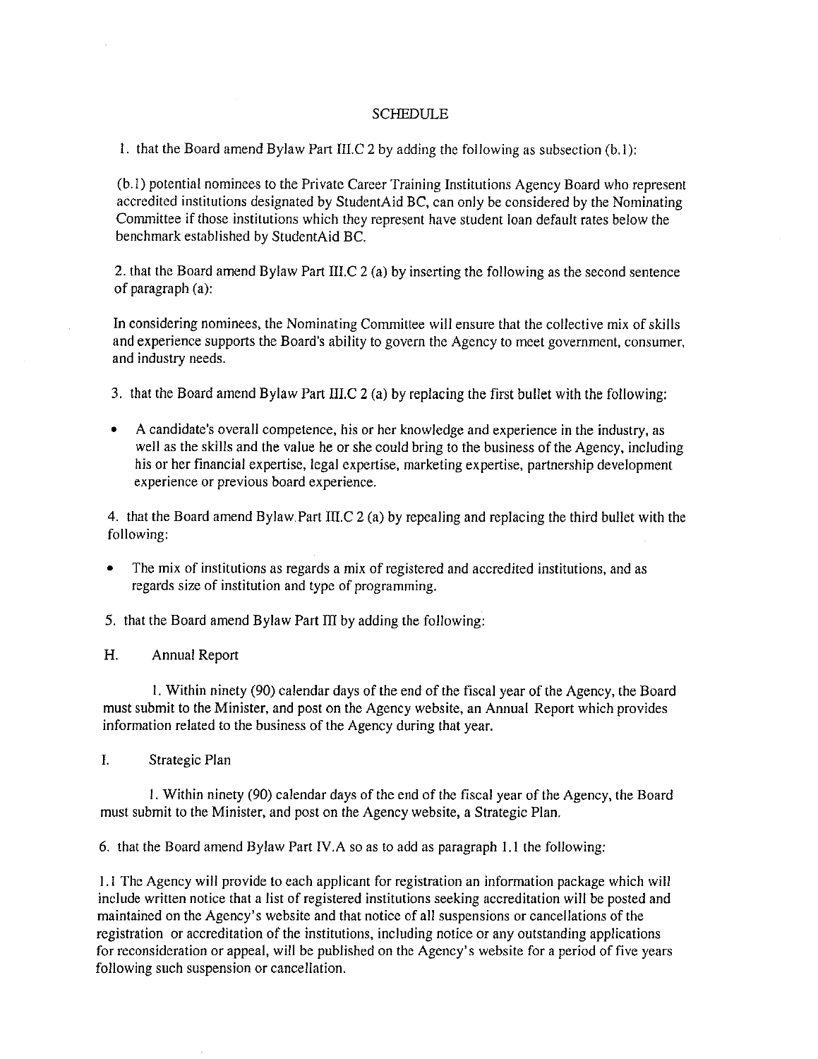# SCHEDULE

1. that the Board amend Bylaw Part III.C 2 by adding the following as subsection (b.1):

(b.1) potential nominees to the Private Career Training Institutions Agency Board who represent accredited institutions designated by StudentAid BC, can only be considered by the Nominating Committee if those institutions which they represent have student loan default rates below the benchmark established by StudentAid BC.

2. that the Board amend Bylaw Part III.C 2 (a) by inserting the following as the second sentence of paragraph (a):

In considering nominees, the Nominating Committee will ensure that the collective mix of skills and experience supports the Board's ability to govern the Agency to meet government, consumer, and industry needs.

3. that the Board amend Bylaw Part III.C 2 (a) by replacing the first bullet with the following:

- A candidate's overall competence, his or her knowledge and experience in the industry, as well as the skills and the value he or she could bring to the business of the Agency, including his or her financial expertise, legal expertise, marketing expertise, partnership development experience or previous board experience.

4. that the Board amend Bylaw Part III.C 2 (a) by repealing and replacing the third bullet with the following:

- The mix of institutions as regards a mix of registered and accredited institutions, and as regards size of institution and type of programming.

5. that the Board amend Bylaw Part III by adding the following:

H. Annual Report

1. Within ninety (90) calendar days of the end of the fiscal year of the Agency, the Board must submit to the Minister, and post on the Agency website, an Annual Report which provides information related to the business of the Agency during that year.

I. Strategic Plan

1. Within ninety (90) calendar days of the end of the fiscal year of the Agency, the Board must submit to the Minister, and post on the Agency website, a Strategic Plan.

6. that the Board amend Bylaw Part IV.A so as to add as paragraph 1.1 the following:

1.1 The Agency will provide to each applicant for registration an information package which will include written notice that a list of registered institutions seeking accreditation will be posted and maintained on the Agency's website and that notice of all suspensions or cancellations of the registration or accreditation of the institutions, including notice or any outstanding applications for reconsideration or appeal, will be published on the Agency's website for a period of five years following such suspension or cancellation.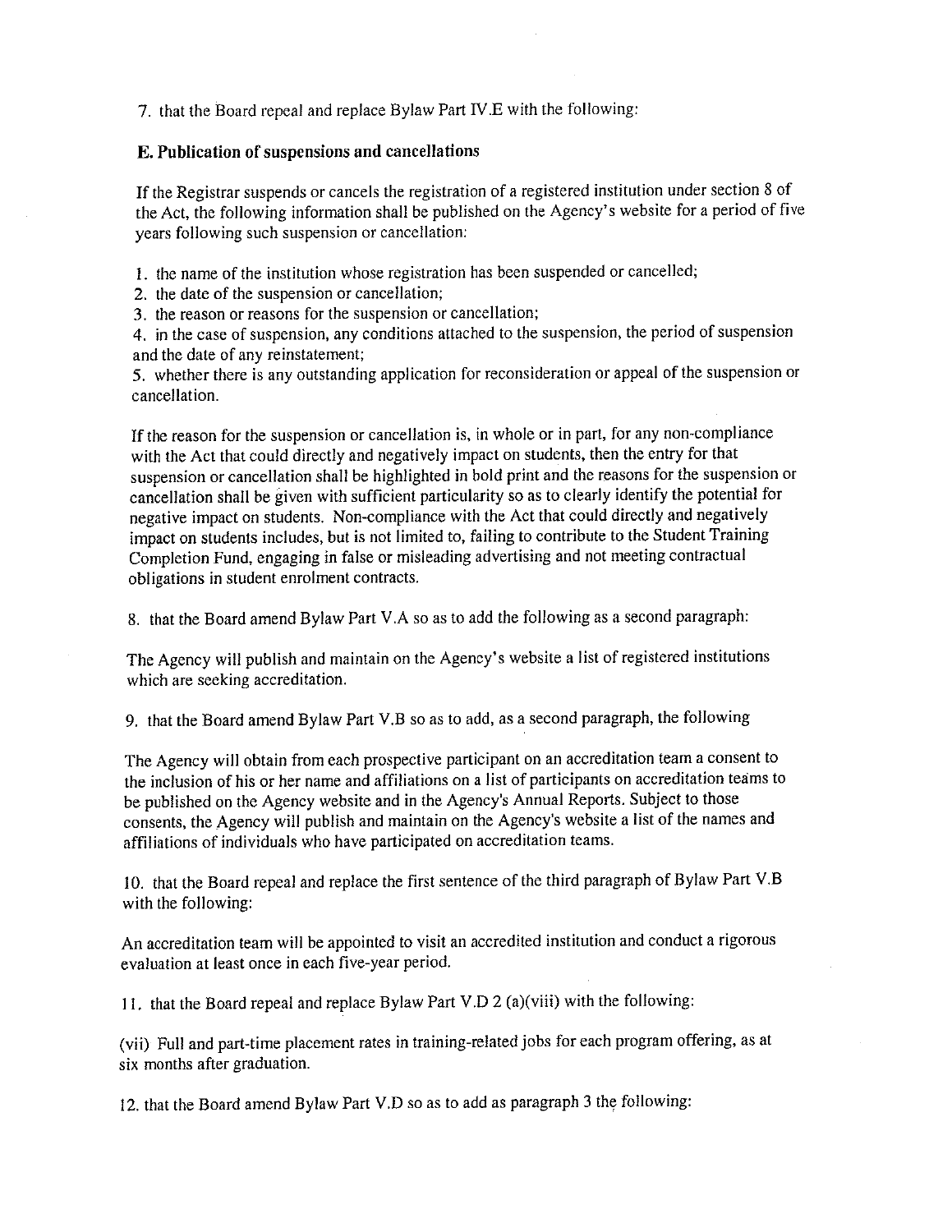7. that the Board repeal and replace Bylaw Part IV.E with the following:

**E. Publication of suspensions and cancellations**

If the Registrar suspends or cancels the registration of a registered institution under section 8 of the Act, the following information shall be published on the Agency's website for a period of five years following such suspension or cancellation:

1. the name of the institution whose registration has been suspended or cancelled;
2. the date of the suspension or cancellation;
3. the reason or reasons for the suspension or cancellation;
4. in the case of suspension, any conditions attached to the suspension, the period of suspension and the date of any reinstatement;
5. whether there is any outstanding application for reconsideration or appeal of the suspension or cancellation.

If the reason for the suspension or cancellation is, in whole or in part, for any non-compliance with the Act that could directly and negatively impact on students, then the entry for that suspension or cancellation shall be highlighted in bold print and the reasons for the suspension or cancellation shall be given with sufficient particularity so as to clearly identify the potential for negative impact on students. Non-compliance with the Act that could directly and negatively impact on students includes, but is not limited to, failing to contribute to the Student Training Completion Fund, engaging in false or misleading advertising and not meeting contractual obligations in student enrolment contracts.

8. that the Board amend Bylaw Part V.A so as to add the following as a second paragraph:

The Agency will publish and maintain on the Agency's website a list of registered institutions which are seeking accreditation.

9. that the Board amend Bylaw Part V.B so as to add, as a second paragraph, the following

The Agency will obtain from each prospective participant on an accreditation team a consent to the inclusion of his or her name and affiliations on a list of participants on accreditation teams to be published on the Agency website and in the Agency's Annual Reports. Subject to those consents, the Agency will publish and maintain on the Agency's website a list of the names and affiliations of individuals who have participated on accreditation teams.

10. that the Board repeal and replace the first sentence of the third paragraph of Bylaw Part V.B with the following:

An accreditation team will be appointed to visit an accredited institution and conduct a rigorous evaluation at least once in each five-year period.

11. that the Board repeal and replace Bylaw Part V.D 2 (a)(viii) with the following:

(vii) Full and part-time placement rates in training-related jobs for each program offering, as at six months after graduation.

12. that the Board amend Bylaw Part V.D so as to add as paragraph 3 the following: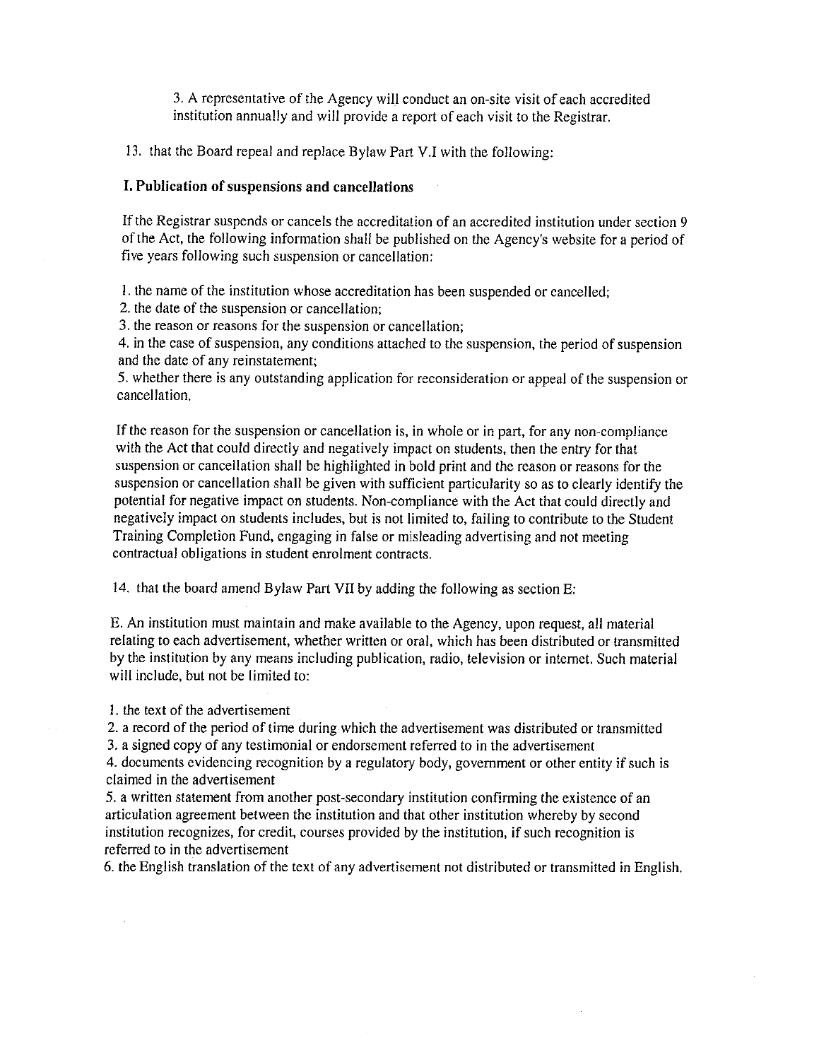3. A representative of the Agency will conduct an on-site visit of each accredited institution annually and will provide a report of each visit to the Registrar.

13. that the Board repeal and replace Bylaw Part V.I with the following:

**I. Publication of suspensions and cancellations**

If the Registrar suspends or cancels the accreditation of an accredited institution under section 9 of the Act, the following information shall be published on the Agency's website for a period of five years following such suspension or cancellation:

1. the name of the institution whose accreditation has been suspended or cancelled;
2. the date of the suspension or cancellation;
3. the reason or reasons for the suspension or cancellation;
4. in the case of suspension, any conditions attached to the suspension, the period of suspension and the date of any reinstatement;
5. whether there is any outstanding application for reconsideration or appeal of the suspension or cancellation.

If the reason for the suspension or cancellation is, in whole or in part, for any non-compliance with the Act that could directly and negatively impact on students, then the entry for that suspension or cancellation shall be highlighted in bold print and the reason or reasons for the suspension or cancellation shall be given with sufficient particularity so as to clearly identify the potential for negative impact on students. Non-compliance with the Act that could directly and negatively impact on students includes, but is not limited to, failing to contribute to the Student Training Completion Fund, engaging in false or misleading advertising and not meeting contractual obligations in student enrolment contracts.

14. that the board amend Bylaw Part VII by adding the following as section E:

E. An institution must maintain and make available to the Agency, upon request, all material relating to each advertisement, whether written or oral, which has been distributed or transmitted by the institution by any means including publication, radio, television or internet. Such material will include, but not be limited to:

1. the text of the advertisement
2. a record of the period of time during which the advertisement was distributed or transmitted
3. a signed copy of any testimonial or endorsement referred to in the advertisement
4. documents evidencing recognition by a regulatory body, government or other entity if such is claimed in the advertisement
5. a written statement from another post-secondary institution confirming the existence of an articulation agreement between the institution and that other institution whereby by second institution recognizes, for credit, courses provided by the institution, if such recognition is referred to in the advertisement
6. the English translation of the text of any advertisement not distributed or transmitted in English.